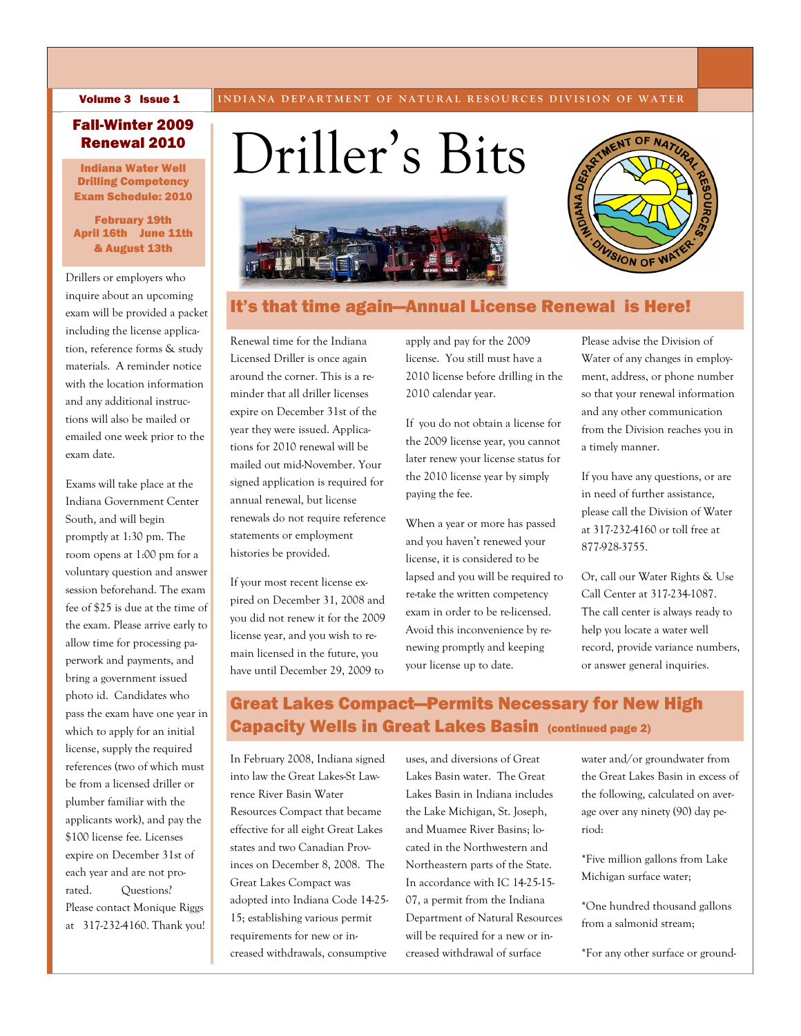# Driller's Bits

## Fall-Winter 2009 Renewal 2010

**Indiana Water Well Drilling Competency Exam Schedule: 2010**

**February 19th April 16th June 11th & August 13th**

Drillers or employers who inquire about an upcoming exam will be provided a packet including the license application, reference forms & study materials. A reminder notice with the location information and any additional instructions will also be mailed or emailed one week prior to the exam date.

Exams will take place at the Indiana Government Center South, and will begin promptly at 1:30 pm. The room opens at 1:00 pm for a voluntary question and answer session beforehand. The exam fee of $25 is due at the time of the exam. Please arrive early to allow time for processing paperwork and payments, and bring a government issued photo id. Candidates who pass the exam have one year in which to apply for an initial license, supply the required references (two of which must be from a licensed driller or plumber familiar with the applicants work), and pay the $100 license fee. Licenses expire on December 31st of each year and are not prorated. Questions? Please contact Monique Riggs at 317-232-4160. Thank you!

## It's that time again—Annual License Renewal is Here!

Renewal time for the Indiana Licensed Driller is once again around the corner. This is a reminder that all driller licenses expire on December 31st of the year they were issued. Applications for 2010 renewal will be mailed out mid-November. Your signed application is required for annual renewal, but license renewals do not require reference statements or employment histories be provided.

If your most recent license expired on December 31, 2008 and you did not renew it for the 2009 license year, and you wish to remain licensed in the future, you have until December 29, 2009 to apply and pay for the 2009 license. You still must have a 2010 license before drilling in the 2010 calendar year.

If you do not obtain a license for the 2009 license year, you cannot later renew your license status for the 2010 license year by simply paying the fee.

When a year or more has passed and you haven't renewed your license, it is considered to be lapsed and you will be required to re-take the written competency exam in order to be re-licensed. Avoid this inconvenience by renewing promptly and keeping your license up to date.

Please advise the Division of Water of any changes in employment, address, or phone number so that your renewal information and any other communication from the Division reaches you in a timely manner.

If you have any questions, or are in need of further assistance, please call the Division of Water at 317-232-4160 or toll free at 877-928-3755.

Or, call our Water Rights & Use Call Center at 317-234-1087. The call center is always ready to help you locate a water well record, provide variance numbers, or answer general inquiries.

## Great Lakes Compact—Permits Necessary for New High Capacity Wells in Great Lakes Basin (continued page 2)

In February 2008, Indiana signed into law the Great Lakes-St Lawrence River Basin Water Resources Compact that became effective for all eight Great Lakes states and two Canadian Provinces on December 8, 2008. The Great Lakes Compact was adopted into Indiana Code 14-25-15; establishing various permit requirements for new or increased withdrawals, consumptive uses, and diversions of Great Lakes Basin water. The Great Lakes Basin in Indiana includes the Lake Michigan, St. Joseph, and Muamee River Basins; located in the Northwestern and Northeastern parts of the State. In accordance with IC 14-25-15-07, a permit from the Indiana Department of Natural Resources will be required for a new or increased withdrawal of surface water and/or groundwater from the Great Lakes Basin in excess of the following, calculated on average over any ninety (90) day period:

*Five million gallons from Lake Michigan surface water;

*One hundred thousand gallons from a salmonid stream;

*For any other surface or ground-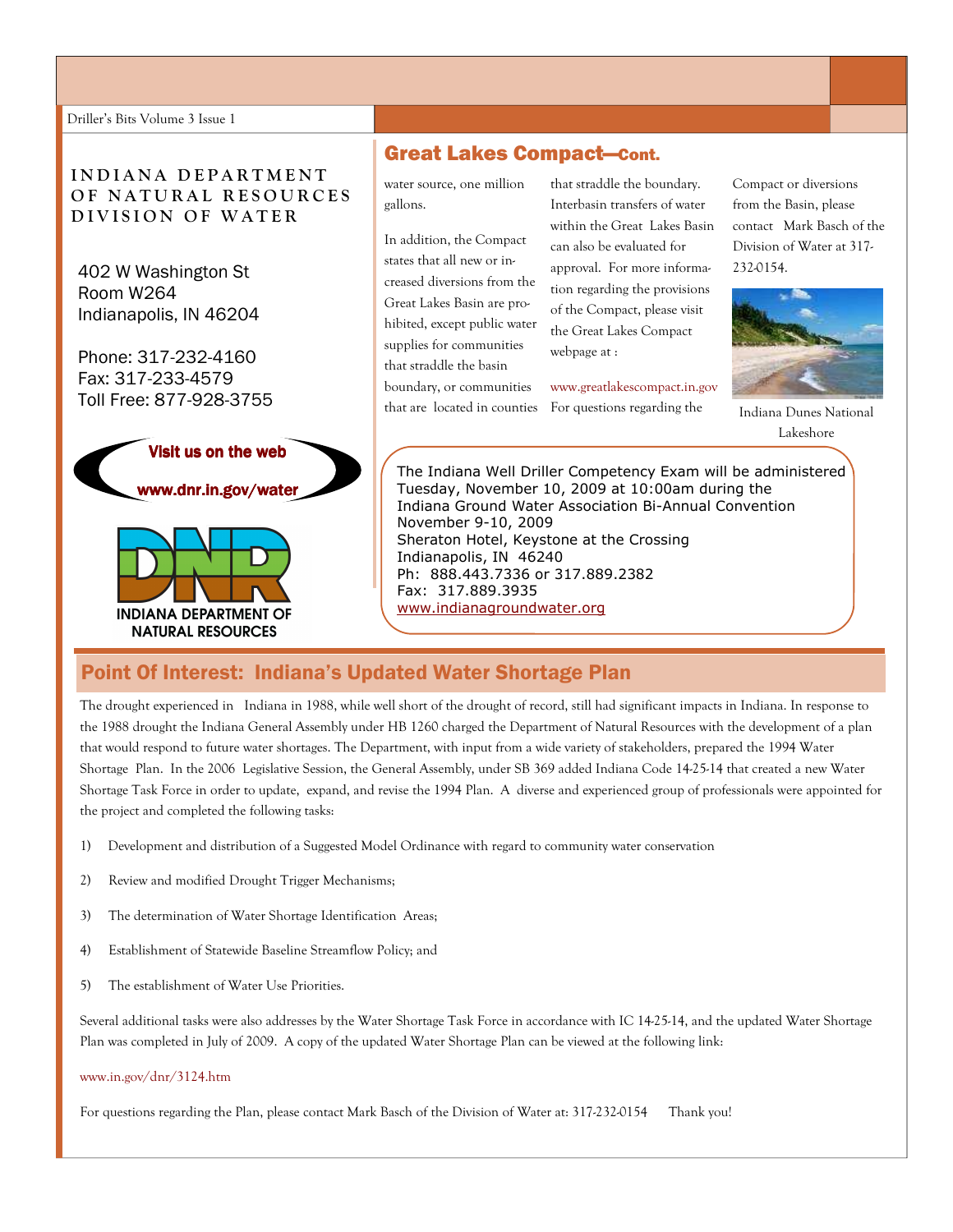**INDIANA DEPARTMENT OF NATURAL RESOURCES DIVISION OF WATER**

402 W Washington St
Room W264
Indianapolis, IN 46204

Phone: 317-232-4160
Fax: 317-233-4579
Toll Free: 877-928-3755

Visit us on the web

www.dnr.in.gov/water

INDIANA DEPARTMENT OF NATURAL RESOURCES

## Great Lakes Compact—Cont.

water source, one million gallons.

In addition, the Compact states that all new or increased diversions from the Great Lakes Basin are prohibited, except public water supplies for communities that straddle the basin boundary, or communities that are located in counties that straddle the boundary. Interbasin transfers of water within the Great Lakes Basin can also be evaluated for approval. For more information regarding the provisions of the Compact, please visit the Great Lakes Compact webpage at :

www.greatlakescompact.in.gov

For questions regarding the Compact or diversions from the Basin, please contact Mark Basch of the Division of Water at 317-232-0154.

Indiana Dunes National Lakeshore

The Indiana Well Driller Competency Exam will be administered Tuesday, November 10, 2009 at 10:00am during the Indiana Ground Water Association Bi-Annual Convention
November 9-10, 2009
Sheraton Hotel, Keystone at the Crossing
Indianapolis, IN 46240
Ph: 888.443.7336 or 317.889.2382
Fax: 317.889.3935
www.indianagroundwater.org

## Point Of Interest: Indiana's Updated Water Shortage Plan

The drought experienced in Indiana in 1988, while well short of the drought of record, still had significant impacts in Indiana. In response to the 1988 drought the Indiana General Assembly under HB 1260 charged the Department of Natural Resources with the development of a plan that would respond to future water shortages. The Department, with input from a wide variety of stakeholders, prepared the 1994 Water Shortage Plan. In the 2006 Legislative Session, the General Assembly, under SB 369 added Indiana Code 14-25-14 that created a new Water Shortage Task Force in order to update, expand, and revise the 1994 Plan. A diverse and experienced group of professionals were appointed for the project and completed the following tasks:

1) Development and distribution of a Suggested Model Ordinance with regard to community water conservation
2) Review and modified Drought Trigger Mechanisms;
3) The determination of Water Shortage Identification Areas;
4) Establishment of Statewide Baseline Streamflow Policy; and
5) The establishment of Water Use Priorities.

Several additional tasks were also addresses by the Water Shortage Task Force in accordance with IC 14-25-14, and the updated Water Shortage Plan was completed in July of 2009. A copy of the updated Water Shortage Plan can be viewed at the following link:

www.in.gov/dnr/3124.htm

For questions regarding the Plan, please contact Mark Basch of the Division of Water at: 317-232-0154 Thank you!